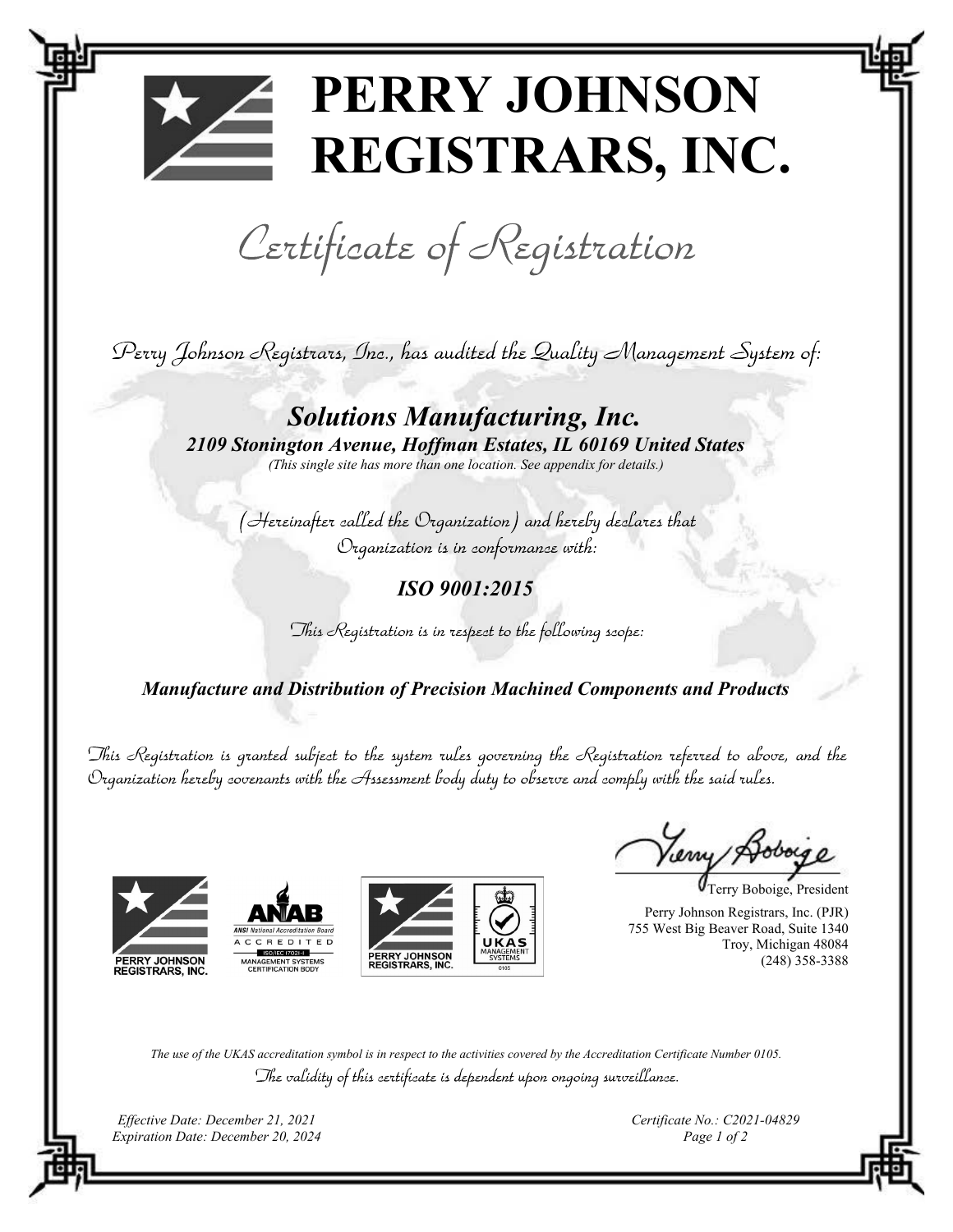# PERRY JOHNSON REGISTRARS, INC.

## *Certificate of Registration*

*Perry Johnson Registrars, Inc., has audited the Quality Management System of:*

***Solutions Manufacturing, Inc.***

***2109 Stonington Avenue, Hoffman Estates, IL 60169 United States***

*(This single site has more than one location. See appendix for details.)*

*(Hereinafter called the Organization) and hereby declares that Organization is in conformance with:*

***ISO 9001:2015***

*This Registration is in respect to the following scope:*

***Manufacture and Distribution of Precision Machined Components and Products***

*This Registration is granted subject to the system rules governing the Registration referred to above, and the Organization hereby covenants with the Assessment body duty to observe and comply with the said rules.*

PERRY JOHNSON REGISTRARS, INC.

ANAB
ANSI National Accreditation Board
ACCREDITED
ISO/IEC 17021-1
MANAGEMENT SYSTEMS CERTIFICATION BODY

PERRY JOHNSON REGISTRARS, INC.
UKAS MANAGEMENT SYSTEMS
0105

Terry Boboige, President

Perry Johnson Registrars, Inc. (PJR)
755 West Big Beaver Road, Suite 1340
Troy, Michigan 48084
(248) 358-3388

*The use of the UKAS accreditation symbol is in respect to the activities covered by the Accreditation Certificate Number 0105.*

*The validity of this certificate is dependent upon ongoing surveillance.*

*Effective Date: December 21, 2021*
*Expiration Date: December 20, 2024*

*Certificate No.: C2021-04829*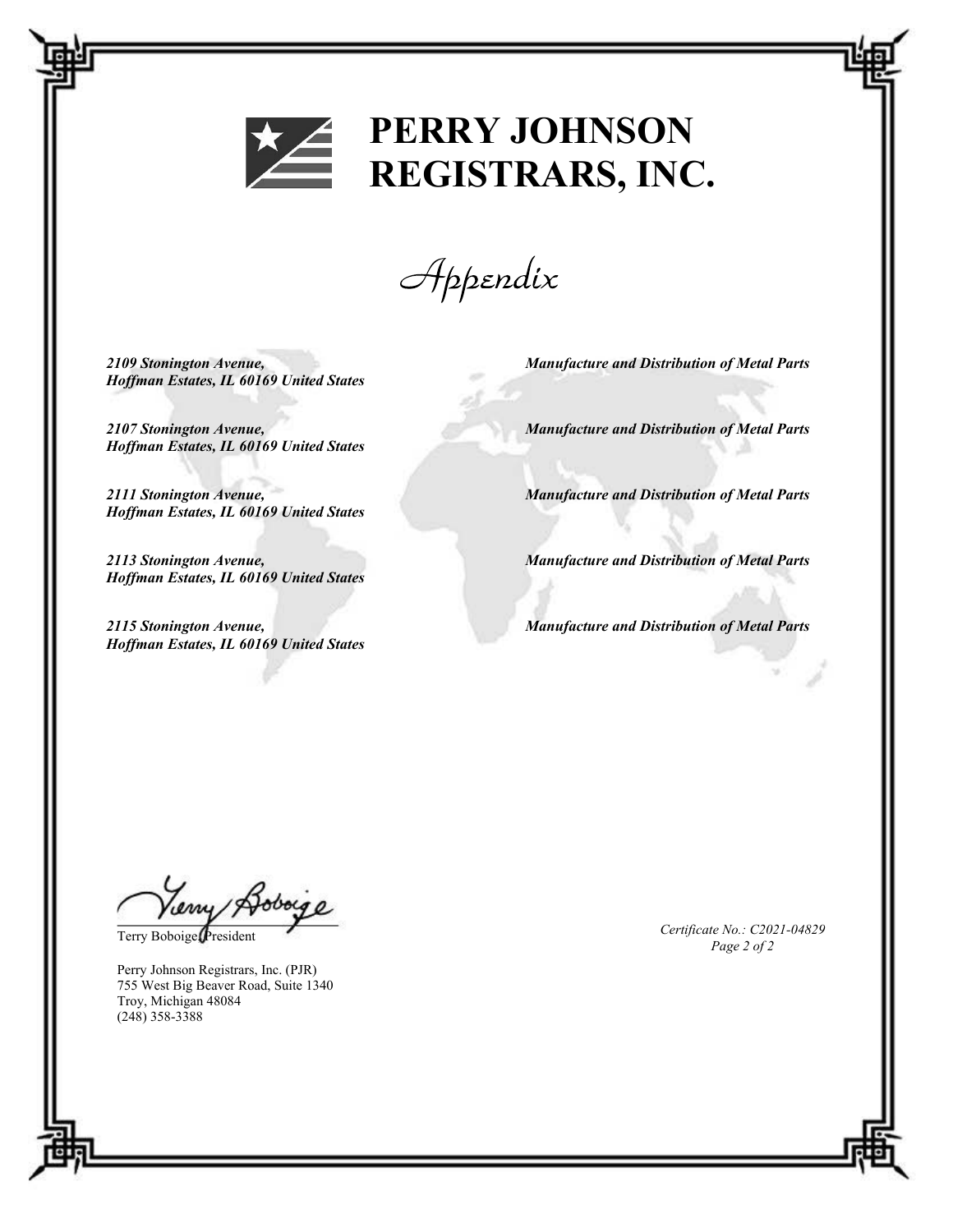# PERRY JOHNSON REGISTRARS, INC.

## *Appendix*

| | |
|---|---|
| ***2109 Stonington Avenue, Hoffman Estates, IL 60169 United States*** | ***Manufacture and Distribution of Metal Parts*** |
| ***2107 Stonington Avenue, Hoffman Estates, IL 60169 United States*** | ***Manufacture and Distribution of Metal Parts*** |
| ***2111 Stonington Avenue, Hoffman Estates, IL 60169 United States*** | ***Manufacture and Distribution of Metal Parts*** |
| ***2113 Stonington Avenue, Hoffman Estates, IL 60169 United States*** | ***Manufacture and Distribution of Metal Parts*** |
| ***2115 Stonington Avenue, Hoffman Estates, IL 60169 United States*** | ***Manufacture and Distribution of Metal Parts*** |

Terry Boboige, President

Perry Johnson Registrars, Inc. (PJR)
755 West Big Beaver Road, Suite 1340
Troy, Michigan 48084
(248) 358-3388

*Certificate No.: C2021-04829*